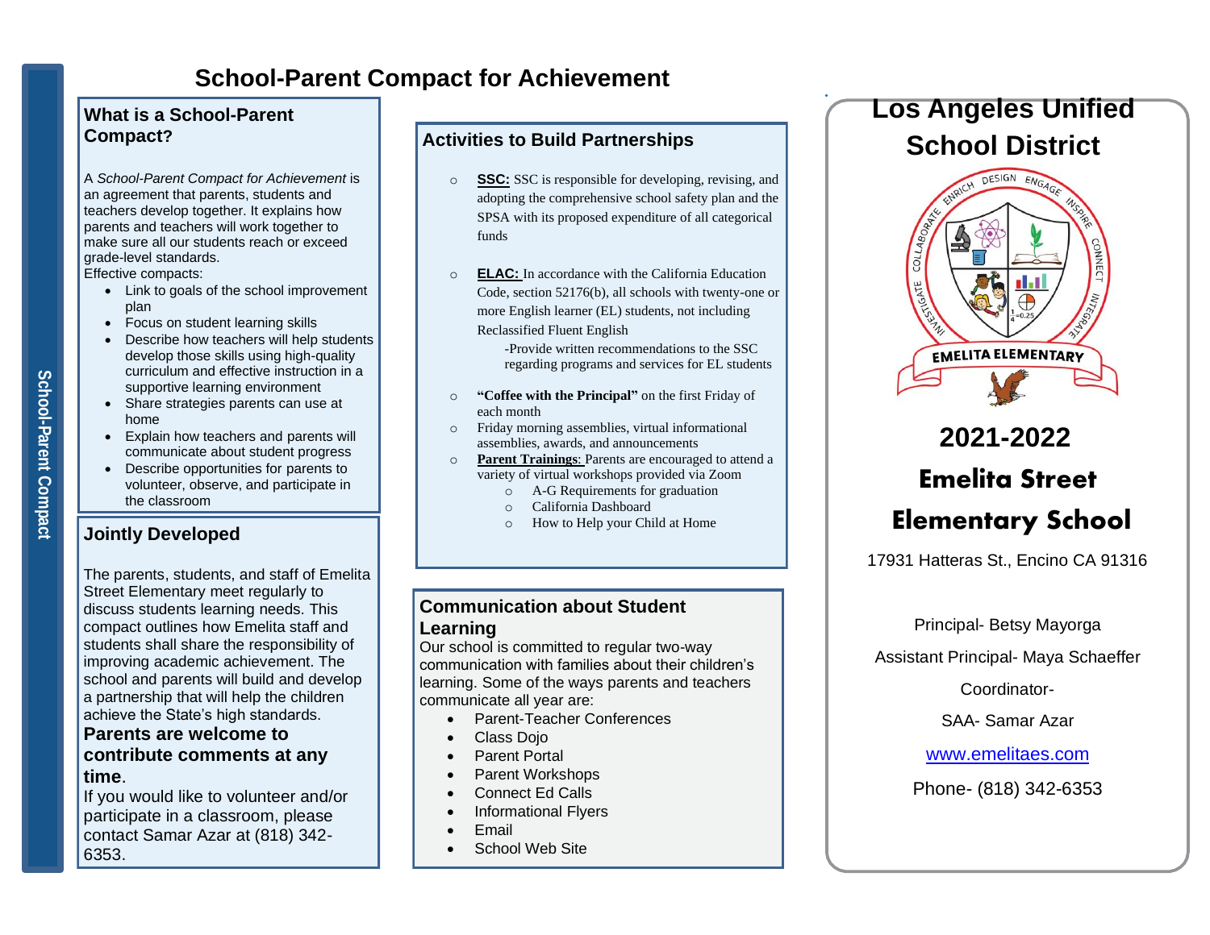# School-Parent Compact for Achievement

## What is a School-Parent Compact?

A *School-Parent Compact for Achievement* is an agreement that parents, students and teachers develop together. It explains how parents and teachers will work together to make sure all our students reach or exceed grade-level standards.

Effective compacts:

- Link to goals of the school improvement plan
- Focus on student learning skills
- Describe how teachers will help students develop those skills using high-quality curriculum and effective instruction in a supportive learning environment
- Share strategies parents can use at home
- Explain how teachers and parents will communicate about student progress
- Describe opportunities for parents to volunteer, observe, and participate in the classroom

## Jointly Developed

The parents, students, and staff of Emelita Street Elementary meet regularly to discuss students learning needs. This compact outlines how Emelita staff and students shall share the responsibility of improving academic achievement. The school and parents will build and develop a partnership that will help the children achieve the State's high standards.

**Parents are welcome to contribute comments at any time.**

If you would like to volunteer and/or participate in a classroom, please contact Samar Azar at (818) 342-6353.

## Activities to Build Partnerships

- **SSC:** SSC is responsible for developing, revising, and adopting the comprehensive school safety plan and the SPSA with its proposed expenditure of all categorical funds
- **ELAC:** In accordance with the California Education Code, section 52176(b), all schools with twenty-one or more English learner (EL) students, not including Reclassified Fluent English
  - -Provide written recommendations to the SSC regarding programs and services for EL students
- **"Coffee with the Principal"** on the first Friday of each month
- Friday morning assemblies, virtual informational assemblies, awards, and announcements
- **Parent Trainings**: Parents are encouraged to attend a variety of virtual workshops provided via Zoom
  - A-G Requirements for graduation
  - California Dashboard
  - How to Help your Child at Home

## Communication about Student Learning

Our school is committed to regular two-way communication with families about their children's learning. Some of the ways parents and teachers communicate all year are:

- Parent-Teacher Conferences
- Class Dojo
- Parent Portal
- Parent Workshops
- Connect Ed Calls
- Informational Flyers
- Email
- School Web Site

# Los Angeles Unified School District

EMELITA ELEMENTARY

# 2021-2022

# Emelita Street Elementary School

17931 Hatteras St., Encino CA 91316

Principal- Betsy Mayorga

Assistant Principal- Maya Schaeffer

Coordinator-

SAA- Samar Azar

www.emelitaes.com

Phone- (818) 342-6353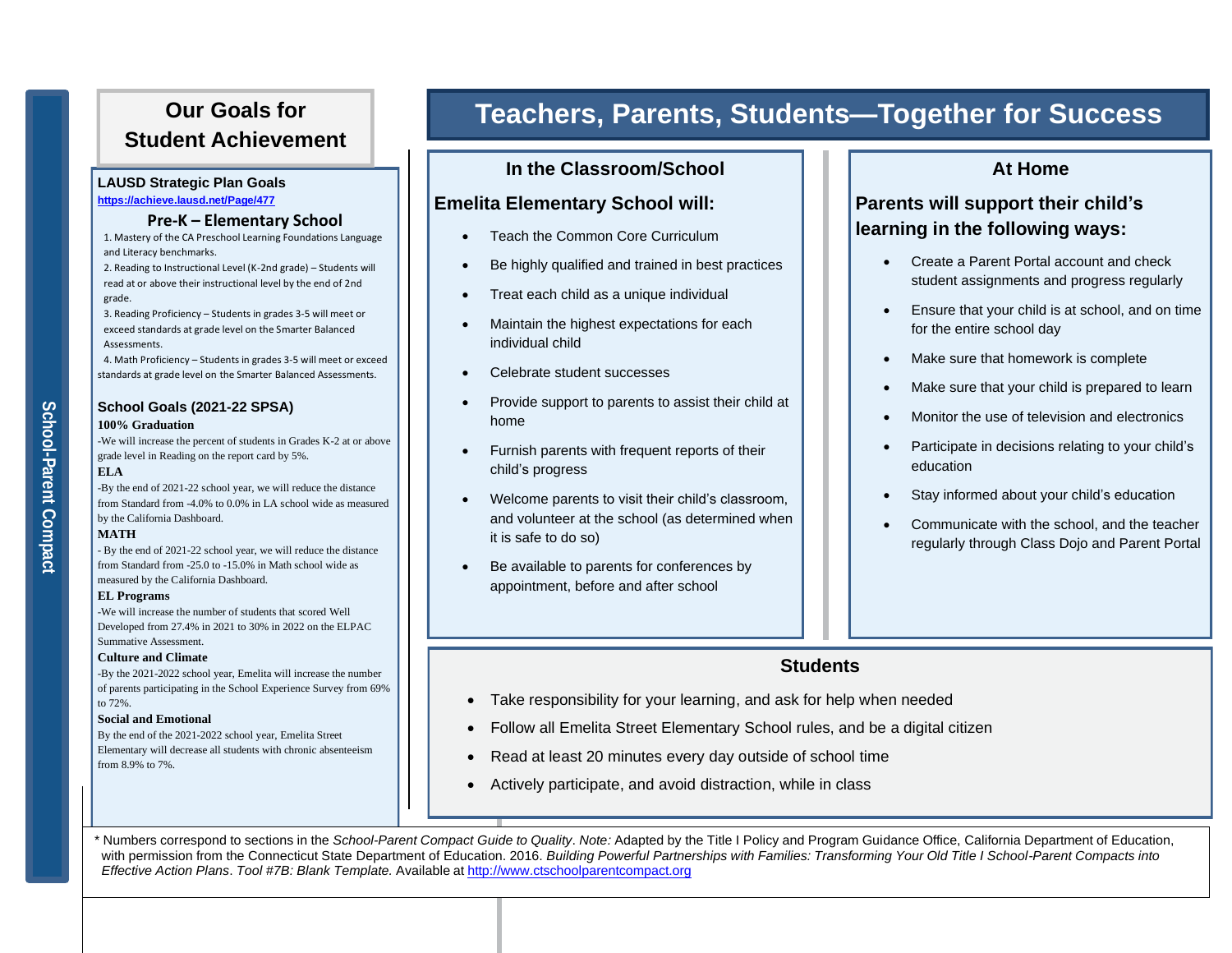School-Parent Compact

## Our Goals for Student Achievement

### LAUSD Strategic Plan Goals

https://achieve.lausd.net/Page/477

#### Pre-K – Elementary School

1. Mastery of the CA Preschool Learning Foundations Language and Literacy benchmarks.
2. Reading to Instructional Level (K-2nd grade) – Students will read at or above their instructional level by the end of 2nd grade.
3. Reading Proficiency – Students in grades 3-5 will meet or exceed standards at grade level on the Smarter Balanced Assessments.
4. Math Proficiency – Students in grades 3-5 will meet or exceed standards at grade level on the Smarter Balanced Assessments.

### School Goals (2021-22 SPSA)

**100% Graduation**

-We will increase the percent of students in Grades K-2 at or above grade level in Reading on the report card by 5%.

**ELA**

-By the end of 2021-22 school year, we will reduce the distance from Standard from -4.0% to 0.0% in LA school wide as measured by the California Dashboard.

**MATH**

- By the end of 2021-22 school year, we will reduce the distance from Standard from -25.0 to -15.0% in Math school wide as measured by the California Dashboard.

**EL Programs**

-We will increase the number of students that scored Well Developed from 27.4% in 2021 to 30% in 2022 on the ELPAC Summative Assessment.

**Culture and Climate**

-By the 2021-2022 school year, Emelita will increase the number of parents participating in the School Experience Survey from 69% to 72%.

**Social and Emotional**

By the end of the 2021-2022 school year, Emelita Street Elementary will decrease all students with chronic absenteeism from 8.9% to 7%.

## Teachers, Parents, Students—Together for Success

### In the Classroom/School

**Emelita Elementary School will:**

- Teach the Common Core Curriculum
- Be highly qualified and trained in best practices
- Treat each child as a unique individual
- Maintain the highest expectations for each individual child
- Celebrate student successes
- Provide support to parents to assist their child at home
- Furnish parents with frequent reports of their child's progress
- Welcome parents to visit their child's classroom, and volunteer at the school (as determined when it is safe to do so)
- Be available to parents for conferences by appointment, before and after school

### At Home

**Parents will support their child's learning in the following ways:**

- Create a Parent Portal account and check student assignments and progress regularly
- Ensure that your child is at school, and on time for the entire school day
- Make sure that homework is complete
- Make sure that your child is prepared to learn
- Monitor the use of television and electronics
- Participate in decisions relating to your child's education
- Stay informed about your child's education
- Communicate with the school, and the teacher regularly through Class Dojo and Parent Portal

### Students

- Take responsibility for your learning, and ask for help when needed
- Follow all Emelita Street Elementary School rules, and be a digital citizen
- Read at least 20 minutes every day outside of school time
- Actively participate, and avoid distraction, while in class

* Numbers correspond to sections in the *School-Parent Compact Guide to Quality*. *Note:* Adapted by the Title I Policy and Program Guidance Office, California Department of Education, with permission from the Connecticut State Department of Education. 2016. *Building Powerful Partnerships with Families: Transforming Your Old Title I School-Parent Compacts into Effective Action Plans*. *Tool #7B: Blank Template.* Available at http://www.ctschoolparentcompact.org